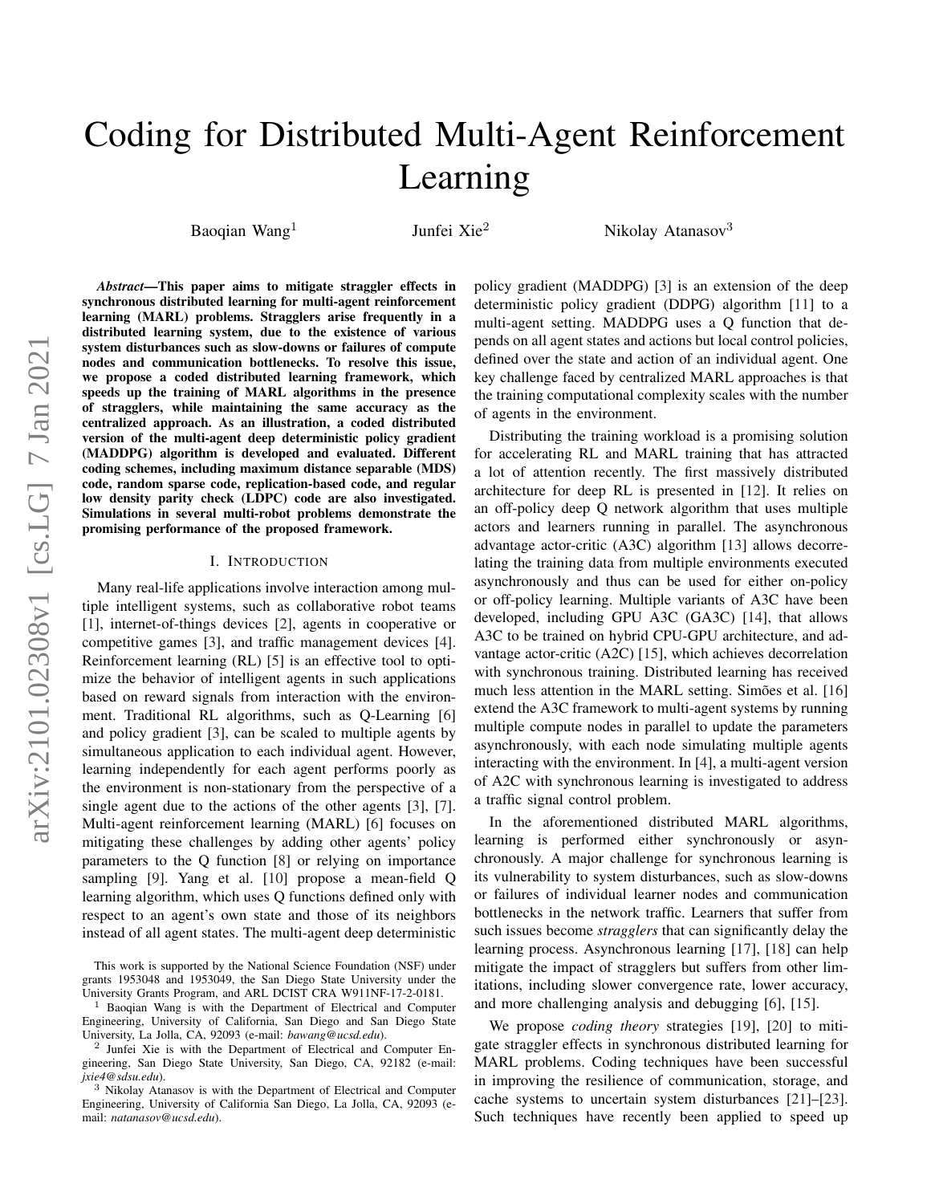# Coding for Distributed Multi-Agent Reinforcement Learning

Baoqian Wang[1] Junfei Xie[2] Nikolay Atanasov[3]

***Abstract*—This paper aims to mitigate straggler effects in synchronous distributed learning for multi-agent reinforcement learning (MARL) problems. Stragglers arise frequently in a distributed learning system, due to the existence of various system disturbances such as slow-downs or failures of compute nodes and communication bottlenecks. To resolve this issue, we propose a coded distributed learning framework, which speeds up the training of MARL algorithms in the presence of stragglers, while maintaining the same accuracy as the centralized approach. As an illustration, a coded distributed version of the multi-agent deep deterministic policy gradient (MADDPG) algorithm is developed and evaluated. Different coding schemes, including maximum distance separable (MDS) code, random sparse code, replication-based code, and regular low density parity check (LDPC) code are also investigated. Simulations in several multi-robot problems demonstrate the promising performance of the proposed framework.**

## I. Introduction

Many real-life applications involve interaction among multiple intelligent systems, such as collaborative robot teams [1], internet-of-things devices [2], agents in cooperative or competitive games [3], and traffic management devices [4]. Reinforcement learning (RL) [5] is an effective tool to optimize the behavior of intelligent agents in such applications based on reward signals from interaction with the environment. Traditional RL algorithms, such as Q-Learning [6] and policy gradient [3], can be scaled to multiple agents by simultaneous application to each individual agent. However, learning independently for each agent performs poorly as the environment is non-stationary from the perspective of a single agent due to the actions of the other agents [3], [7]. Multi-agent reinforcement learning (MARL) [6] focuses on mitigating these challenges by adding other agents' policy parameters to the Q function [8] or relying on importance sampling [9]. Yang et al. [10] propose a mean-field Q learning algorithm, which uses Q functions defined only with respect to an agent's own state and those of its neighbors instead of all agent states. The multi-agent deep deterministic policy gradient (MADDPG) [3] is an extension of the deep deterministic policy gradient (DDPG) algorithm [11] to a multi-agent setting. MADDPG uses a Q function that depends on all agent states and actions but local control policies, defined over the state and action of an individual agent. One key challenge faced by centralized MARL approaches is that the training computational complexity scales with the number of agents in the environment.

Distributing the training workload is a promising solution for accelerating RL and MARL training that has attracted a lot of attention recently. The first massively distributed architecture for deep RL is presented in [12]. It relies on an off-policy deep Q network algorithm that uses multiple actors and learners running in parallel. The asynchronous advantage actor-critic (A3C) algorithm [13] allows decorrelating the training data from multiple environments executed asynchronously and thus can be used for either on-policy or off-policy learning. Multiple variants of A3C have been developed, including GPU A3C (GA3C) [14], that allows A3C to be trained on hybrid CPU-GPU architecture, and advantage actor-critic (A2C) [15], which achieves decorrelation with synchronous training. Distributed learning has received much less attention in the MARL setting. Simões et al. [16] extend the A3C framework to multi-agent systems by running multiple compute nodes in parallel to update the parameters asynchronously, with each node simulating multiple agents interacting with the environment. In [4], a multi-agent version of A2C with synchronous learning is investigated to address a traffic signal control problem.

In the aforementioned distributed MARL algorithms, learning is performed either synchronously or asynchronously. A major challenge for synchronous learning is its vulnerability to system disturbances, such as slow-downs or failures of individual learner nodes and communication bottlenecks in the network traffic. Learners that suffer from such issues become *stragglers* that can significantly delay the learning process. Asynchronous learning [17], [18] can help mitigate the impact of stragglers but suffers from other limitations, including slower convergence rate, lower accuracy, and more challenging analysis and debugging [6], [15].

We propose *coding theory* strategies [19], [20] to mitigate straggler effects in synchronous distributed learning for MARL problems. Coding techniques have been successful in improving the resilience of communication, storage, and cache systems to uncertain system disturbances [21]–[23]. Such techniques have recently been applied to speed up

This work is supported by the National Science Foundation (NSF) under grants 1953048 and 1953049, the San Diego State University under the University Grants Program, and ARL DCIST CRA W911NF-17-2-0181.

[1] Baoqian Wang is with the Department of Electrical and Computer Engineering, University of California, San Diego and San Diego State University, La Jolla, CA, 92093 (e-mail: *bawang@ucsd.edu*).

[2] Junfei Xie is with the Department of Electrical and Computer Engineering, San Diego State University, San Diego, CA, 92182 (e-mail: *jxie4@sdsu.edu*).

[3] Nikolay Atanasov is with the Department of Electrical and Computer Engineering, University of California San Diego, La Jolla, CA, 92093 (e-mail: *natanasov@ucsd.edu*).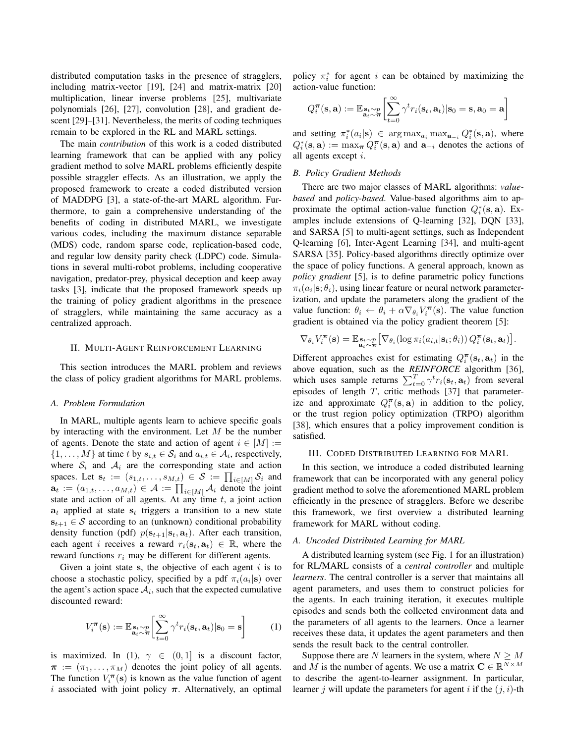distributed computation tasks in the presence of stragglers, including matrix-vector [19], [24] and matrix-matrix [20] multiplication, linear inverse problems [25], multivariate polynomials [26], [27], convolution [28], and gradient descent [29]–[31]. Nevertheless, the merits of coding techniques remain to be explored in the RL and MARL settings.

The main *contribution* of this work is a coded distributed learning framework that can be applied with any policy gradient method to solve MARL problems efficiently despite possible straggler effects. As an illustration, we apply the proposed framework to create a coded distributed version of MADDPG [3], a state-of-the-art MARL algorithm. Furthermore, to gain a comprehensive understanding of the benefits of coding in distributed MARL, we investigate various codes, including the maximum distance separable (MDS) code, random sparse code, replication-based code, and regular low density parity check (LDPC) code. Simulations in several multi-robot problems, including cooperative navigation, predator-prey, physical deception and keep away tasks [3], indicate that the proposed framework speeds up the training of policy gradient algorithms in the presence of stragglers, while maintaining the same accuracy as a centralized approach.

## II. Multi-Agent Reinforcement Learning

This section introduces the MARL problem and reviews the class of policy gradient algorithms for MARL problems.

### A. Problem Formulation

In MARL, multiple agents learn to achieve specific goals by interacting with the environment. Let $M$ be the number of agents. Denote the state and action of agent $i \in [M] := \{1, \ldots, M\}$ at time $t$ by $s_{i,t} \in \mathcal{S}_i$ and $a_{i,t} \in \mathcal{A}_i$, respectively, where $\mathcal{S}_i$ and $\mathcal{A}_i$ are the corresponding state and action spaces. Let $\mathbf{s}_t := (s_{1,t}, \ldots, s_{M,t}) \in \mathcal{S} := \prod_{i\in[M]} \mathcal{S}_i$ and $\mathbf{a}_t := (a_{1,t}, \ldots, a_{M,t}) \in \mathcal{A} := \prod_{i\in[M]} \mathcal{A}_i$ denote the joint state and action of all agents. At any time $t$, a joint action $\mathbf{a}_t$ applied at state $\mathbf{s}_t$ triggers a transition to a new state $\mathbf{s}_{t+1} \in \mathcal{S}$ according to an (unknown) conditional probability density function (pdf) $p(\mathbf{s}_{t+1}|\mathbf{s}_t, \mathbf{a}_t)$. After each transition, each agent $i$ receives a reward $r_i(\mathbf{s}_t, \mathbf{a}_t) \in \mathbb{R}$, where the reward functions $r_i$ may be different for different agents.

Given a joint state $\mathbf{s}$, the objective of each agent $i$ is to choose a stochastic policy, specified by a pdf $\pi_i(a_i|\mathbf{s})$ over the agent's action space $\mathcal{A}_i$, such that the expected cumulative discounted reward:

$$V_i^{\boldsymbol{\pi}}(\mathbf{s}) := \mathbb{E}_{\substack{\mathbf{s}_t\sim p \\ \mathbf{a}_t\sim\boldsymbol{\pi}}}\left[\sum_{t=0}^{\infty} \gamma^t r_i(\mathbf{s}_t, \mathbf{a}_t)|\mathbf{s}_0 = \mathbf{s}\right] \tag{1}$$

is maximized. In (1), $\gamma \in (0, 1]$ is a discount factor, $\boldsymbol{\pi} := (\pi_1, \ldots, \pi_M)$ denotes the joint policy of all agents. The function $V_i^{\boldsymbol{\pi}}(\mathbf{s})$ is known as the value function of agent $i$ associated with joint policy $\boldsymbol{\pi}$. Alternatively, an optimal policy $\pi_i^*$ for agent $i$ can be obtained by maximizing the action-value function:

$$Q_i^{\boldsymbol{\pi}}(\mathbf{s}, \mathbf{a}) := \mathbb{E}_{\substack{\mathbf{s}_t\sim p \\ \mathbf{a}_t\sim\boldsymbol{\pi}}}\left[\sum_{t=0}^{\infty} \gamma^t r_i(\mathbf{s}_t, \mathbf{a}_t)|\mathbf{s}_0 = \mathbf{s}, \mathbf{a}_0 = \mathbf{a}\right]$$

and setting $\pi_i^*(a_i|\mathbf{s}) \in \arg\max_{a_i} \max_{\mathbf{a}_{-i}} Q_i^*(\mathbf{s}, \mathbf{a})$, where $Q_i^*(\mathbf{s}, \mathbf{a}) := \max_{\boldsymbol{\pi}} Q_i^{\boldsymbol{\pi}}(\mathbf{s}, \mathbf{a})$ and $\mathbf{a}_{-i}$ denotes the actions of all agents except $i$.

### B. Policy Gradient Methods

There are two major classes of MARL algorithms: *value-based* and *policy-based*. Value-based algorithms aim to approximate the optimal action-value function $Q_i^*(\mathbf{s}, \mathbf{a})$. Examples include extensions of Q-learning [32], DQN [33], and SARSA [5] to multi-agent settings, such as Independent Q-learning [6], Inter-Agent Learning [34], and multi-agent SARSA [35]. Policy-based algorithms directly optimize over the space of policy functions. A general approach, known as *policy gradient* [5], is to define parametric policy functions $\pi_i(a_i|\mathbf{s}; \theta_i)$, using linear feature or neural network parameterization, and update the parameters along the gradient of the value function: $\theta_i \leftarrow \theta_i + \alpha\nabla_{\theta_i} V_i^{\boldsymbol{\pi}}(\mathbf{s})$. The value function gradient is obtained via the policy gradient theorem [5]:

$$\nabla_{\theta_i} V_i^{\boldsymbol{\pi}}(\mathbf{s}) = \mathbb{E}_{\substack{\mathbf{s}_t\sim p \\ \mathbf{a}_t\sim\boldsymbol{\pi}}}\left[\nabla_{\theta_i}(\log \pi_i(a_{i,t}|\mathbf{s}_t; \theta_i))\, Q_i^{\boldsymbol{\pi}}(\mathbf{s}_t, \mathbf{a}_t)\right].$$

Different approaches exist for estimating $Q_i^{\boldsymbol{\pi}}(\mathbf{s}_t, \mathbf{a}_t)$ in the above equation, such as the ***REINFORCE*** algorithm [36], which uses sample returns $\sum_{t=0}^{T} \gamma^t r_i(\mathbf{s}_t, \mathbf{a}_t)$ from several episodes of length $T$, critic methods [37] that parameterize and approximate $Q_i^{\boldsymbol{\pi}}(\mathbf{s}, \mathbf{a})$ in addition to the policy, or the trust region policy optimization (TRPO) algorithm [38], which ensures that a policy improvement condition is satisfied.

## III. Coded Distributed Learning for MARL

In this section, we introduce a coded distributed learning framework that can be incorporated with any general policy gradient method to solve the aforementioned MARL problem efficiently in the presence of stragglers. Before we describe this framework, we first overview a distributed learning framework for MARL without coding.

### A. Uncoded Distributed Learning for MARL

A distributed learning system (see Fig. 1 for an illustration) for RL/MARL consists of a *central controller* and multiple *learners*. The central controller is a server that maintains all agent parameters, and uses them to construct policies for the agents. In each training iteration, it executes multiple episodes and sends both the collected environment data and the parameters of all agents to the learners. Once a learner receives these data, it updates the agent parameters and then sends the result back to the central controller.

Suppose there are $N$ learners in the system, where $N \geq M$ and $M$ is the number of agents. We use a matrix $\mathbf{C} \in \mathbb{R}^{N\times M}$ to describe the agent-to-learner assignment. In particular, learner $j$ will update the parameters for agent $i$ if the $(j, i)$-th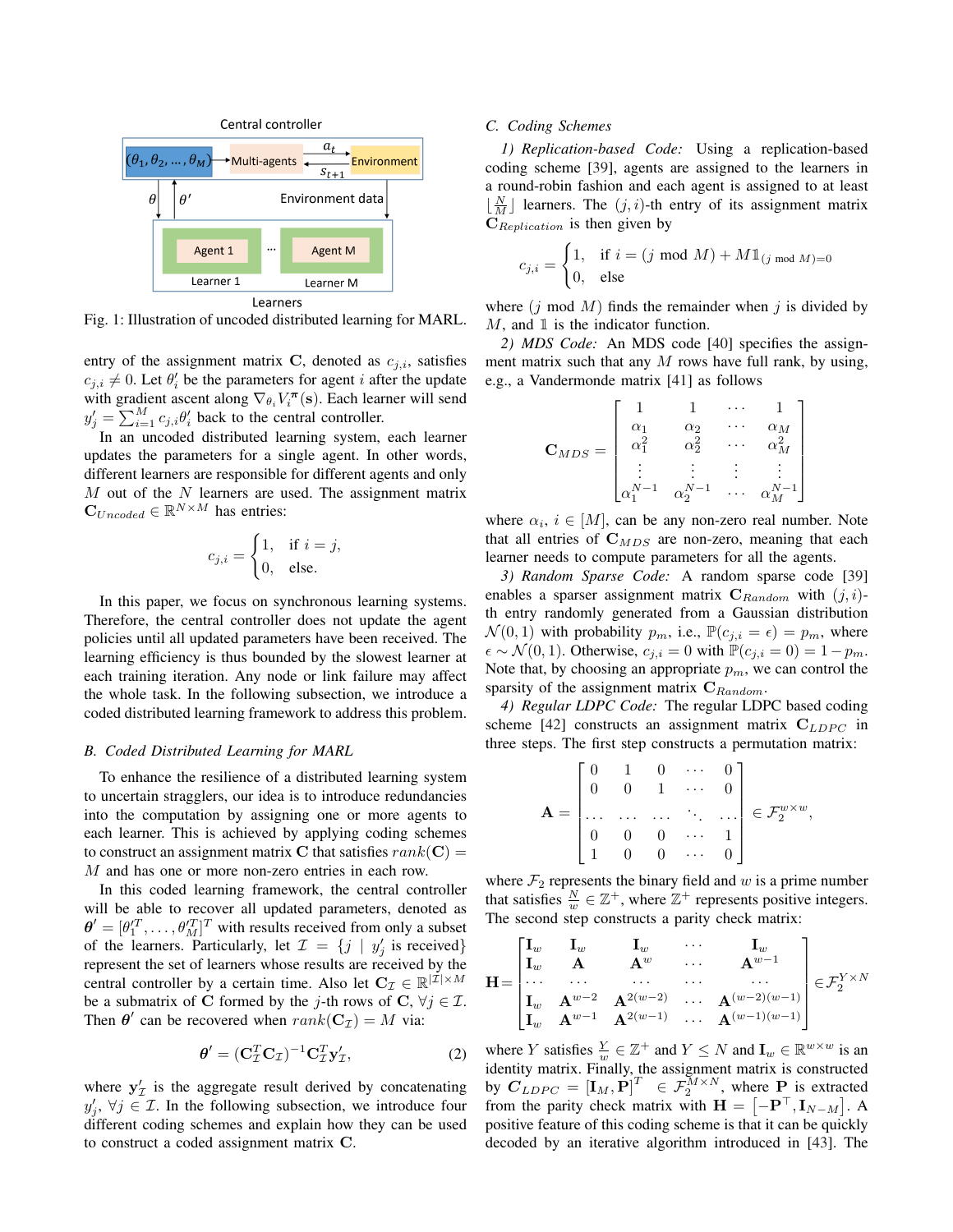Fig. 1: Illustration of uncoded distributed learning for MARL.

entry of the assignment matrix $\mathbf{C}$, denoted as $c_{j,i}$, satisfies $c_{j,i} \neq 0$. Let $\theta_i'$ be the parameters for agent $i$ after the update with gradient ascent along $\nabla_{\theta_i} V_i^{\boldsymbol{\pi}}(\mathbf{s})$. Each learner will send $y_j' = \sum_{i=1}^{M} c_{j,i}\theta_i'$ back to the central controller.

In an uncoded distributed learning system, each learner updates the parameters for a single agent. In other words, different learners are responsible for different agents and only $M$ out of the $N$ learners are used. The assignment matrix $\mathbf{C}_{Uncoded} \in \mathbb{R}^{N\times M}$ has entries:

$$c_{j,i} = \begin{cases} 1, & \text{if } i = j, \\ 0, & \text{else.} \end{cases}$$

In this paper, we focus on synchronous learning systems. Therefore, the central controller does not update the agent policies until all updated parameters have been received. The learning efficiency is thus bounded by the slowest learner at each training iteration. Any node or link failure may affect the whole task. In the following subsection, we introduce a coded distributed learning framework to address this problem.

### B. Coded Distributed Learning for MARL

To enhance the resilience of a distributed learning system to uncertain stragglers, our idea is to introduce redundancies into the computation by assigning one or more agents to each learner. This is achieved by applying coding schemes to construct an assignment matrix $\mathbf{C}$ that satisfies $rank(\mathbf{C}) = M$ and has one or more non-zero entries in each row.

In this coded learning framework, the central controller will be able to recover all updated parameters, denoted as $\boldsymbol{\theta}' = [\theta_1'^T, \ldots, \theta_M'^T]^T$ with results received from only a subset of the learners. Particularly, let $\mathcal{I} = \{j \mid y_j' \text{ is received}\}$ represent the set of learners whose results are received by the central controller by a certain time. Also let $\mathbf{C}_{\mathcal{I}} \in \mathbb{R}^{|\mathcal{I}|\times M}$ be a submatrix of $\mathbf{C}$ formed by the $j$-th rows of $\mathbf{C}$, $\forall j \in \mathcal{I}$. Then $\boldsymbol{\theta}'$ can be recovered when $rank(\mathbf{C}_{\mathcal{I}}) = M$ via:

$$\boldsymbol{\theta}' = (\mathbf{C}_{\mathcal{I}}^T\mathbf{C}_{\mathcal{I}})^{-1}\mathbf{C}_{\mathcal{I}}^T\mathbf{y}_{\mathcal{I}}', \tag{2}$$

where $\mathbf{y}_{\mathcal{I}}'$ is the aggregate result derived by concatenating $y_j'$, $\forall j \in \mathcal{I}$. In the following subsection, we introduce four different coding schemes and explain how they can be used to construct a coded assignment matrix $\mathbf{C}$.

### C. Coding Schemes

*1) Replication-based Code:* Using a replication-based coding scheme [39], agents are assigned to the learners in a round-robin fashion and each agent is assigned to at least $\lfloor \frac{N}{M} \rfloor$ learners. The $(j,i)$-th entry of its assignment matrix $\mathbf{C}_{Replication}$ is then given by

$$c_{j,i} = \begin{cases} 1, & \text{if } i = (j \bmod M) + M\mathbb{1}_{(j \bmod M)=0} \\ 0, & \text{else} \end{cases}$$

where $(j \bmod M)$ finds the remainder when $j$ is divided by $M$, and $\mathbb{1}$ is the indicator function.

*2) MDS Code:* An MDS code [40] specifies the assignment matrix such that any $M$ rows have full rank, by using, e.g., a Vandermonde matrix [41] as follows

$$\mathbf{C}_{MDS} = \begin{bmatrix} 1 & 1 & \cdots & 1 \\ \alpha_1 & \alpha_2 & \cdots & \alpha_M \\ \alpha_1^2 & \alpha_2^2 & \cdots & \alpha_M^2 \\ \vdots & \vdots & \vdots & \vdots \\ \alpha_1^{N-1} & \alpha_2^{N-1} & \cdots & \alpha_M^{N-1} \end{bmatrix}$$

where $\alpha_i$, $i \in [M]$, can be any non-zero real number. Note that all entries of $\mathbf{C}_{MDS}$ are non-zero, meaning that each learner needs to compute parameters for all the agents.

*3) Random Sparse Code:* A random sparse code [39] enables a sparser assignment matrix $\mathbf{C}_{Random}$ with $(j,i)$-th entry randomly generated from a Gaussian distribution $\mathcal{N}(0,1)$ with probability $p_m$, i.e., $\mathbb{P}(c_{j,i} = \epsilon) = p_m$, where $\epsilon \sim \mathcal{N}(0,1)$. Otherwise, $c_{j,i} = 0$ with $\mathbb{P}(c_{j,i} = 0) = 1 - p_m$. Note that, by choosing an appropriate $p_m$, we can control the sparsity of the assignment matrix $\mathbf{C}_{Random}$.

*4) Regular LDPC Code:* The regular LDPC based coding scheme [42] constructs an assignment matrix $\mathbf{C}_{LDPC}$ in three steps. The first step constructs a permutation matrix:

$$\mathbf{A} = \begin{bmatrix} 0 & 1 & 0 & \cdots & 0 \\ 0 & 0 & 1 & \cdots & 0 \\ \cdots & \cdots & \cdots & \ddots & \cdots \\ 0 & 0 & 0 & \cdots & 1 \\ 1 & 0 & 0 & \cdots & 0 \end{bmatrix} \in \mathcal{F}_2^{w\times w},$$

where $\mathcal{F}_2$ represents the binary field and $w$ is a prime number that satisfies $\frac{N}{w} \in \mathbb{Z}^+$, where $\mathbb{Z}^+$ represents positive integers. The second step constructs a parity check matrix:

$$\mathbf{H} = \begin{bmatrix} \mathbf{I}_w & \mathbf{I}_w & \mathbf{I}_w & \cdots & \mathbf{I}_w \\ \mathbf{I}_w & \mathbf{A} & \mathbf{A}^w & \cdots & \mathbf{A}^{w-1} \\ \cdots & \cdots & \cdots & \cdots & \cdots \\ \mathbf{I}_w & \mathbf{A}^{w-2} & \mathbf{A}^{2(w-2)} & \cdots & \mathbf{A}^{(w-2)(w-1)} \\ \mathbf{I}_w & \mathbf{A}^{w-1} & \mathbf{A}^{2(w-1)} & \cdots & \mathbf{A}^{(w-1)(w-1)} \end{bmatrix} \in \mathcal{F}_2^{Y\times N}$$

where $Y$ satisfies $\frac{Y}{w} \in \mathbb{Z}^+$ and $Y \leq N$ and $\mathbf{I}_w \in \mathbb{R}^{w\times w}$ is an identity matrix. Finally, the assignment matrix is constructed by $\boldsymbol{C}_{LDPC} = [\mathbf{I}_M, \mathbf{P}]^T \in \mathcal{F}_2^{M\times N}$, where $\mathbf{P}$ is extracted from the parity check matrix with $\mathbf{H} = \left[-\mathbf{P}^\top, \mathbf{I}_{N-M}\right]$. A positive feature of this coding scheme is that it can be quickly decoded by an iterative algorithm introduced in [43]. The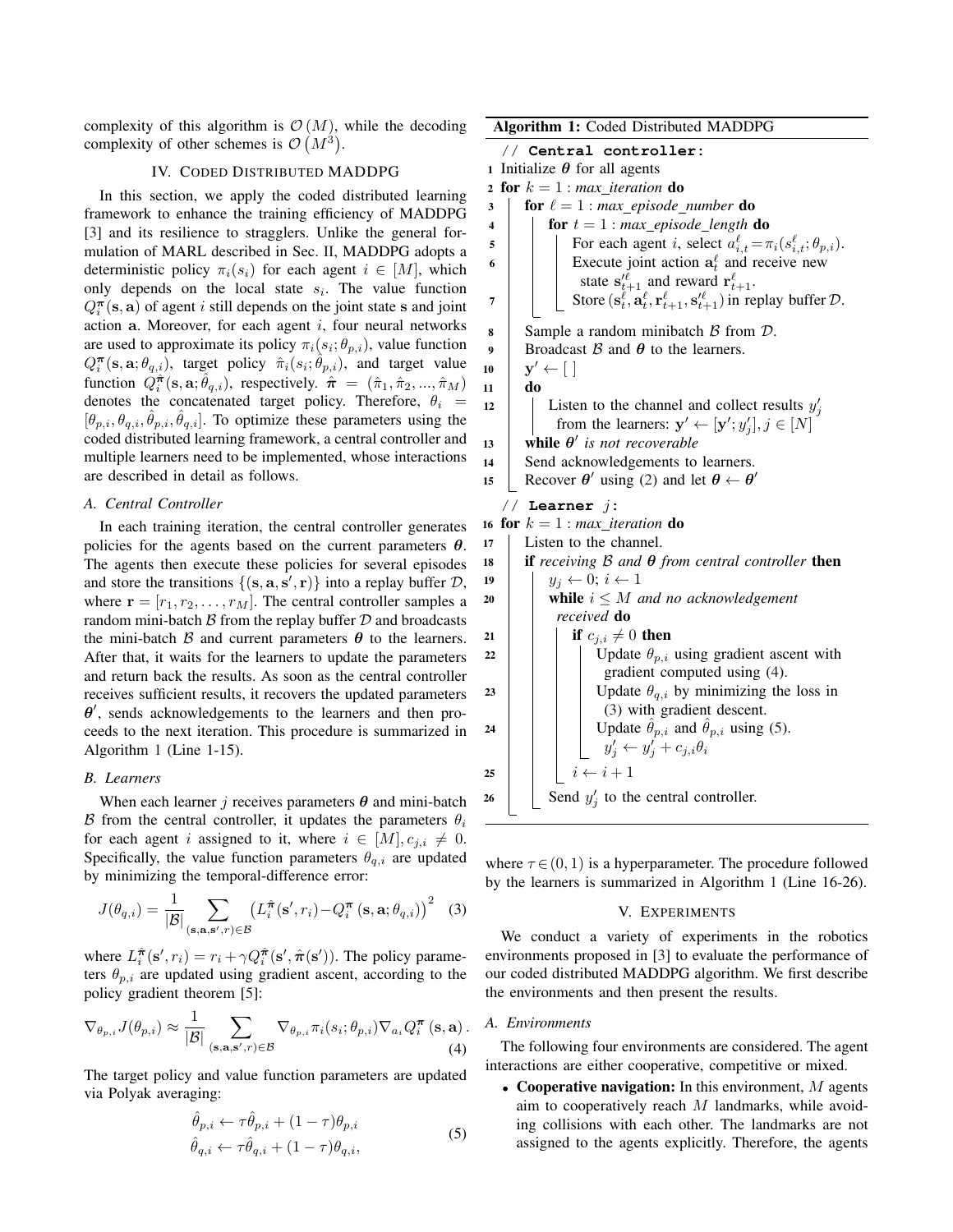complexity of this algorithm is $\mathcal{O}(M)$, while the decoding complexity of other schemes is $\mathcal{O}(M^3)$.

## IV. Coded Distributed MADDPG

In this section, we apply the coded distributed learning framework to enhance the training efficiency of MADDPG [3] and its resilience to stragglers. Unlike the general formulation of MARL described in Sec. II, MADDPG adopts a deterministic policy $\pi_i(s_i)$ for each agent $i \in [M]$, which only depends on the local state $s_i$. The value function $Q_i^{\boldsymbol{\pi}}(\mathbf{s}, \mathbf{a})$ of agent $i$ still depends on the joint state $\mathbf{s}$ and joint action $\mathbf{a}$. Moreover, for each agent $i$, four neural networks are used to approximate its policy $\pi_i(s_i; \theta_{p,i})$, value function $Q_i^{\boldsymbol{\pi}}(\mathbf{s}, \mathbf{a}; \theta_{q,i})$, target policy $\hat{\pi}_i(s_i; \hat{\theta}_{p,i})$, and target value function $Q_i^{\boldsymbol{\pi}}(\mathbf{s}, \mathbf{a}; \hat{\theta}_{q,i})$, respectively. $\hat{\boldsymbol{\pi}} = (\hat{\pi}_1, \hat{\pi}_2, ..., \hat{\pi}_M)$ denotes the concatenated target policy. Therefore, $\theta_i = [\theta_{p,i}, \theta_{q,i}, \hat{\theta}_{p,i}, \hat{\theta}_{q,i}]$. To optimize these parameters using the coded distributed learning framework, a central controller and multiple learners need to be implemented, whose interactions are described in detail as follows.

### A. Central Controller

In each training iteration, the central controller generates policies for the agents based on the current parameters $\boldsymbol{\theta}$. The agents then execute these policies for several episodes and store the transitions $\{(\mathbf{s}, \mathbf{a}, \mathbf{s}', \mathbf{r})\}$ into a replay buffer $\mathcal{D}$, where $\mathbf{r} = [r_1, r_2, \ldots, r_M]$. The central controller samples a random mini-batch $\mathcal{B}$ from the replay buffer $\mathcal{D}$ and broadcasts the mini-batch $\mathcal{B}$ and current parameters $\boldsymbol{\theta}$ to the learners. After that, it waits for the learners to update the parameters and return back the results. As soon as the central controller receives sufficient results, it recovers the updated parameters $\boldsymbol{\theta}'$, sends acknowledgements to the learners and then proceeds to the next iteration. This procedure is summarized in Algorithm 1 (Line 1-15).

### B. Learners

When each learner $j$ receives parameters $\boldsymbol{\theta}$ and mini-batch $\mathcal{B}$ from the central controller, it updates the parameters $\theta_i$ for each agent $i$ assigned to it, where $i \in [M], c_{j,i} \neq 0$. Specifically, the value function parameters $\theta_{q,i}$ are updated by minimizing the temporal-difference error:

$$J(\theta_{q,i}) = \frac{1}{|\mathcal{B}|} \sum_{(\mathbf{s},\mathbf{a},\mathbf{s}',r)\in\mathcal{B}} \left(L_i^{\hat{\boldsymbol{\pi}}}(\mathbf{s}', r_i) - Q_i^{\boldsymbol{\pi}}(\mathbf{s}, \mathbf{a}; \theta_{q,i})\right)^2 \quad (3)$$

where $L_i^{\hat{\boldsymbol{\pi}}}(\mathbf{s}', r_i) = r_i + \gamma Q_i^{\hat{\boldsymbol{\pi}}}(\mathbf{s}', \hat{\boldsymbol{\pi}}(\mathbf{s}'))$. The policy parameters $\theta_{p,i}$ are updated using gradient ascent, according to the policy gradient theorem [5]:

$$\nabla_{\theta_{p,i}} J(\theta_{p,i}) \approx \frac{1}{|\mathcal{B}|} \sum_{(\mathbf{s},\mathbf{a},\mathbf{s}',r)\in\mathcal{B}} \nabla_{\theta_{p,i}} \pi_i(s_i; \theta_{p,i}) \nabla_{a_i} Q_i^{\boldsymbol{\pi}}(\mathbf{s}, \mathbf{a}). \quad (4)$$

The target policy and value function parameters are updated via Polyak averaging:

$$\begin{aligned} \hat{\theta}_{p,i} &\leftarrow \tau\hat{\theta}_{p,i} + (1-\tau)\theta_{p,i} \\ \hat{\theta}_{q,i} &\leftarrow \tau\hat{\theta}_{q,i} + (1-\tau)\theta_{q,i}, \end{aligned} \quad (5)$$

**Algorithm 1:** Coded Distributed MADDPG

```
   // Central controller:
1  Initialize θ for all agents
2  for k = 1 : max_iteration do
3    for ℓ = 1 : max_episode_number do
4      for t = 1 : max_episode_length do
5        For each agent i, select a^ℓ_{i,t} = π_i(s^ℓ_{i,t}; θ_{p,i}).
6        Execute joint action a^ℓ_t and receive new
           state s'^ℓ_{t+1} and reward r^ℓ_{t+1}.
7        Store (s^ℓ_t, a^ℓ_t, r^ℓ_{t+1}, s'^ℓ_{t+1}) in replay buffer D.
8    Sample a random minibatch B from D.
9    Broadcast B and θ to the learners.
10   y' ← [ ]
11   do
12     Listen to the channel and collect results y'_j
         from the learners: y' ← [y'; y'_j], j ∈ [N]
13   while θ' is not recoverable
14   Send acknowledgements to learners.
15   Recover θ' using (2) and let θ ← θ'
   // Learner j:
16 for k = 1 : max_iteration do
17   Listen to the channel.
18   if receiving B and θ from central controller then
19     y_j ← 0; i ← 1
20     while i ≤ M and no acknowledgement
         received do
21       if c_{j,i} ≠ 0 then
22         Update θ_{p,i} using gradient ascent with
             gradient computed using (4).
23         Update θ_{q,i} by minimizing the loss in
             (3) with gradient descent.
24         Update θ̂_{p,i} and θ̂_{p,i} using (5).
           y'_j ← y'_j + c_{j,i} θ_i
25       i ← i + 1
26     Send y'_j to the central controller.
```

where $\tau \in (0, 1)$ is a hyperparameter. The procedure followed by the learners is summarized in Algorithm 1 (Line 16-26).

## V. Experiments

We conduct a variety of experiments in the robotics environments proposed in [3] to evaluate the performance of our coded distributed MADDPG algorithm. We first describe the environments and then present the results.

### A. Environments

The following four environments are considered. The agent interactions are either cooperative, competitive or mixed.

- **Cooperative navigation:** In this environment, $M$ agents aim to cooperatively reach $M$ landmarks, while avoiding collisions with each other. The landmarks are not assigned to the agents explicitly. Therefore, the agents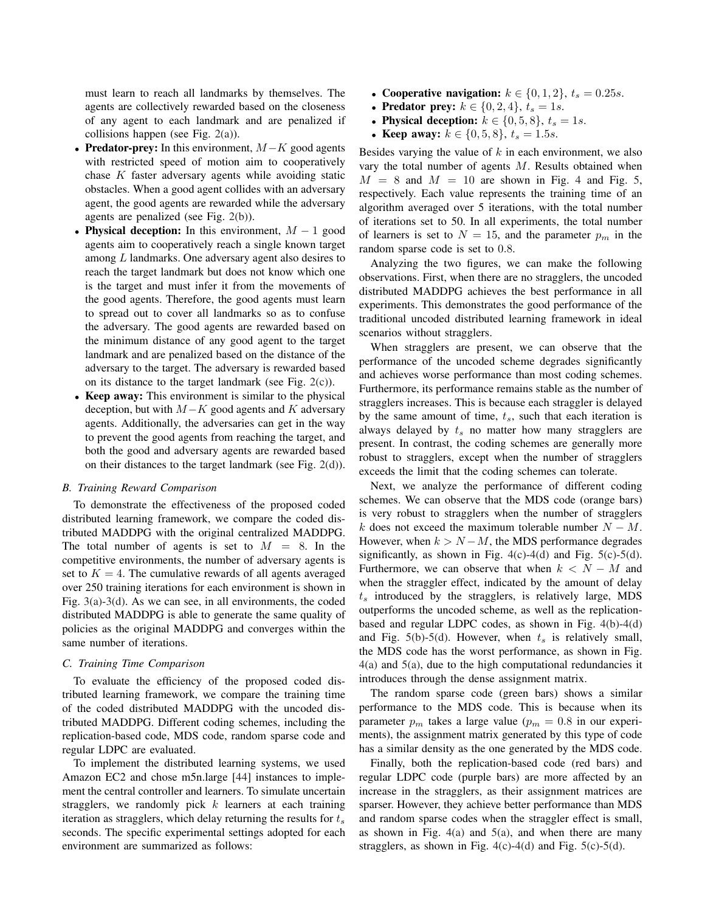must learn to reach all landmarks by themselves. The agents are collectively rewarded based on the closeness of any agent to each landmark and are penalized if collisions happen (see Fig. 2(a)).

- **Predator-prey:** In this environment, $M-K$ good agents with restricted speed of motion aim to cooperatively chase $K$ faster adversary agents while avoiding static obstacles. When a good agent collides with an adversary agent, the good agents are rewarded while the adversary agents are penalized (see Fig. 2(b)).
- **Physical deception:** In this environment, $M-1$ good agents aim to cooperatively reach a single known target among $L$ landmarks. One adversary agent also desires to reach the target landmark but does not know which one is the target and must infer it from the movements of the good agents. Therefore, the good agents must learn to spread out to cover all landmarks so as to confuse the adversary. The good agents are rewarded based on the minimum distance of any good agent to the target landmark and are penalized based on the distance of the adversary to the target. The adversary is rewarded based on its distance to the target landmark (see Fig. 2(c)).
- **Keep away:** This environment is similar to the physical deception, but with $M-K$ good agents and $K$ adversary agents. Additionally, the adversaries can get in the way to prevent the good agents from reaching the target, and both the good and adversary agents are rewarded based on their distances to the target landmark (see Fig. 2(d)).

### B. Training Reward Comparison

To demonstrate the effectiveness of the proposed coded distributed learning framework, we compare the coded distributed MADDPG with the original centralized MADDPG. The total number of agents is set to $M = 8$. In the competitive environments, the number of adversary agents is set to $K = 4$. The cumulative rewards of all agents averaged over 250 training iterations for each environment is shown in Fig. 3(a)-3(d). As we can see, in all environments, the coded distributed MADDPG is able to generate the same quality of policies as the original MADDPG and converges within the same number of iterations.

### C. Training Time Comparison

To evaluate the efficiency of the proposed coded distributed learning framework, we compare the training time of the coded distributed MADDPG with the uncoded distributed MADDPG. Different coding schemes, including the replication-based code, MDS code, random sparse code and regular LDPC are evaluated.

To implement the distributed learning systems, we used Amazon EC2 and chose m5n.large [44] instances to implement the central controller and learners. To simulate uncertain stragglers, we randomly pick $k$ learners at each training iteration as stragglers, which delay returning the results for $t_s$ seconds. The specific experimental settings adopted for each environment are summarized as follows:

- **Cooperative navigation:** $k \in \{0, 1, 2\}$, $t_s = 0.25s$.
- **Predator prey:** $k \in \{0, 2, 4\}$, $t_s = 1s$.
- **Physical deception:** $k \in \{0, 5, 8\}$, $t_s = 1s$.
- **Keep away:** $k \in \{0, 5, 8\}$, $t_s = 1.5s$.

Besides varying the value of $k$ in each environment, we also vary the total number of agents $M$. Results obtained when $M = 8$ and $M = 10$ are shown in Fig. 4 and Fig. 5, respectively. Each value represents the training time of an algorithm averaged over 5 iterations, with the total number of iterations set to 50. In all experiments, the total number of learners is set to $N = 15$, and the parameter $p_m$ in the random sparse code is set to 0.8.

Analyzing the two figures, we can make the following observations. First, when there are no stragglers, the uncoded distributed MADDPG achieves the best performance in all experiments. This demonstrates the good performance of the traditional uncoded distributed learning framework in ideal scenarios without stragglers.

When stragglers are present, we can observe that the performance of the uncoded scheme degrades significantly and achieves worse performance than most coding schemes. Furthermore, its performance remains stable as the number of stragglers increases. This is because each straggler is delayed by the same amount of time, $t_s$, such that each iteration is always delayed by $t_s$ no matter how many stragglers are present. In contrast, the coding schemes are generally more robust to stragglers, except when the number of stragglers exceeds the limit that the coding schemes can tolerate.

Next, we analyze the performance of different coding schemes. We can observe that the MDS code (orange bars) is very robust to stragglers when the number of stragglers $k$ does not exceed the maximum tolerable number $N - M$. However, when $k > N - M$, the MDS performance degrades significantly, as shown in Fig. 4(c)-4(d) and Fig. 5(c)-5(d). Furthermore, we can observe that when $k < N - M$ and when the straggler effect, indicated by the amount of delay $t_s$ introduced by the stragglers, is relatively large, MDS outperforms the uncoded scheme, as well as the replication-based and regular LDPC codes, as shown in Fig. 4(b)-4(d) and Fig. 5(b)-5(d). However, when $t_s$ is relatively small, the MDS code has the worst performance, as shown in Fig. 4(a) and 5(a), due to the high computational redundancies it introduces through the dense assignment matrix.

The random sparse code (green bars) shows a similar performance to the MDS code. This is because when its parameter $p_m$ takes a large value ($p_m = 0.8$ in our experiments), the assignment matrix generated by this type of code has a similar density as the one generated by the MDS code.

Finally, both the replication-based code (red bars) and regular LDPC code (purple bars) are more affected by an increase in the stragglers, as their assignment matrices are sparser. However, they achieve better performance than MDS and random sparse codes when the straggler effect is small, as shown in Fig. 4(a) and 5(a), and when there are many stragglers, as shown in Fig. 4(c)-4(d) and Fig. 5(c)-5(d).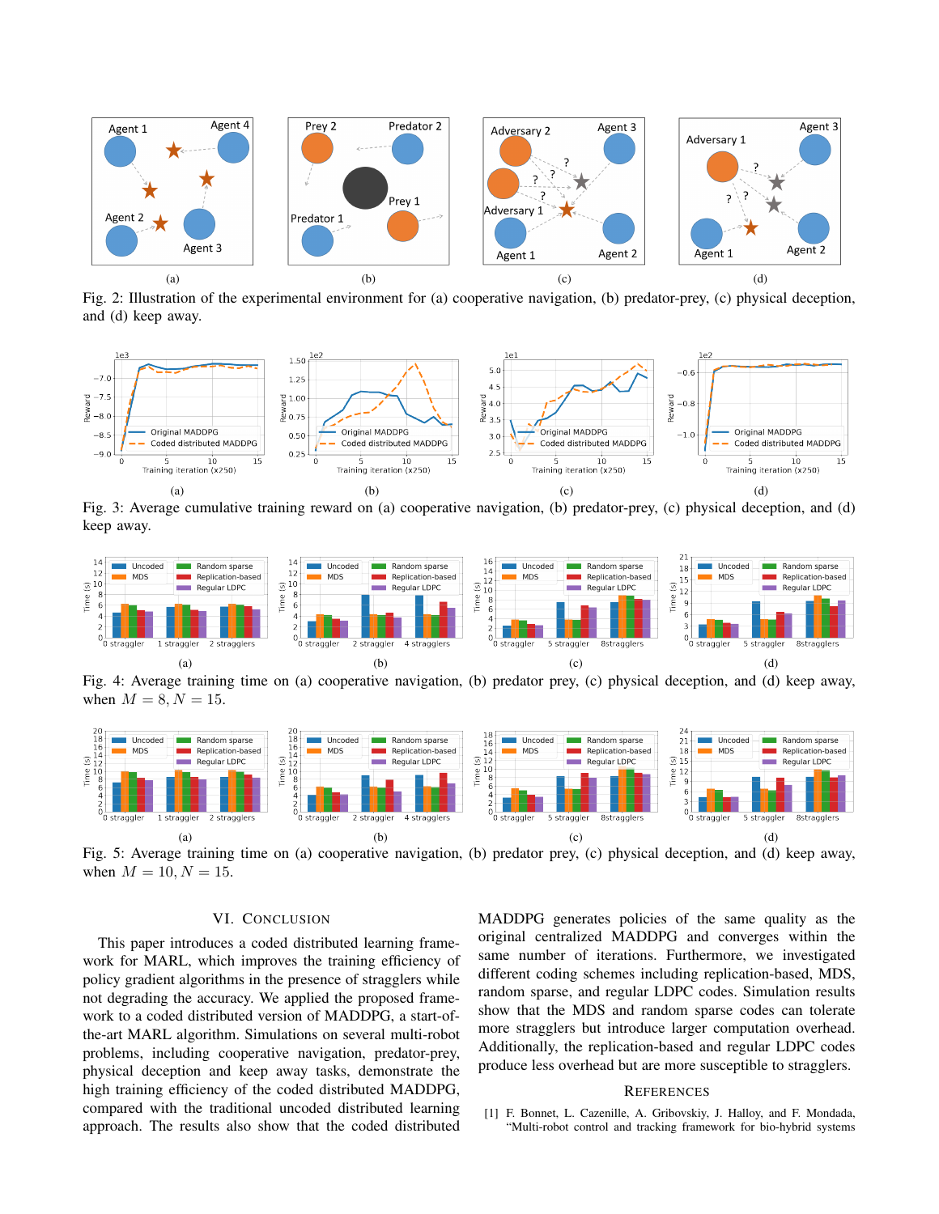(a)

(b)

(c)

(d)

Fig. 2: Illustration of the experimental environment for (a) cooperative navigation, (b) predator-prey, (c) physical deception, and (d) keep away.

(a)

(b)

(c)

(d)

Fig. 3: Average cumulative training reward on (a) cooperative navigation, (b) predator-prey, (c) physical deception, and (d) keep away.

(a)

(b)

(c)

(d)

Fig. 4: Average training time on (a) cooperative navigation, (b) predator prey, (c) physical deception, and (d) keep away, when $M = 8, N = 15$.

(a)

(b)

(c)

(d)

Fig. 5: Average training time on (a) cooperative navigation, (b) predator prey, (c) physical deception, and (d) keep away, when $M = 10, N = 15$.

## VI. Conclusion

This paper introduces a coded distributed learning framework for MARL, which improves the training efficiency of policy gradient algorithms in the presence of stragglers while not degrading the accuracy. We applied the proposed framework to a coded distributed version of MADDPG, a start-of-the-art MARL algorithm. Simulations on several multi-robot problems, including cooperative navigation, predator-prey, physical deception and keep away tasks, demonstrate the high training efficiency of the coded distributed MADDPG, compared with the traditional uncoded distributed learning approach. The results also show that the coded distributed MADDPG generates policies of the same quality as the original centralized MADDPG and converges within the same number of iterations. Furthermore, we investigated different coding schemes including replication-based, MDS, random sparse, and regular LDPC codes. Simulation results show that the MDS and random sparse codes can tolerate more stragglers but introduce larger computation overhead. Additionally, the replication-based and regular LDPC codes produce less overhead but are more susceptible to stragglers.

## References

[1] F. Bonnet, L. Cazenille, A. Gribovskiy, J. Halloy, and F. Mondada, "Multi-robot control and tracking framework for bio-hybrid systems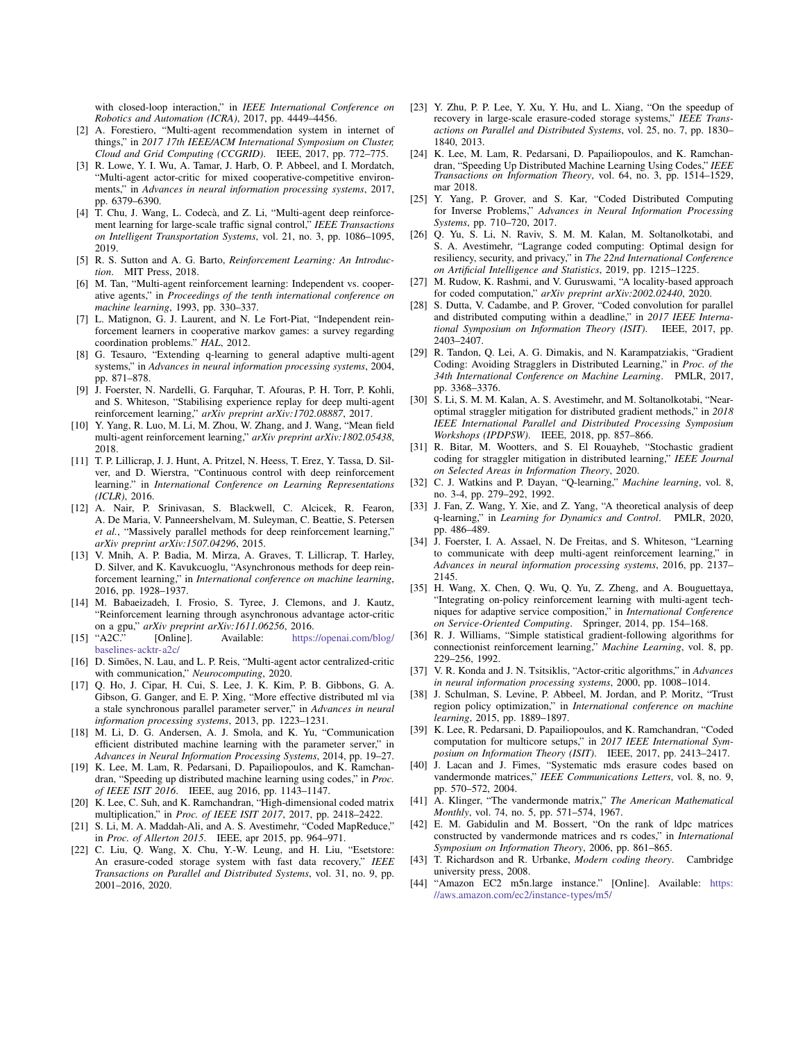with closed-loop interaction," in *IEEE International Conference on Robotics and Automation (ICRA)*, 2017, pp. 4449–4456.

[2] A. Forestiero, "Multi-agent recommendation system in internet of things," in *2017 17th IEEE/ACM International Symposium on Cluster, Cloud and Grid Computing (CCGRID)*. IEEE, 2017, pp. 772–775.

[3] R. Lowe, Y. I. Wu, A. Tamar, J. Harb, O. P. Abbeel, and I. Mordatch, "Multi-agent actor-critic for mixed cooperative-competitive environments," in *Advances in neural information processing systems*, 2017, pp. 6379–6390.

[4] T. Chu, J. Wang, L. Codecà, and Z. Li, "Multi-agent deep reinforcement learning for large-scale traffic signal control," *IEEE Transactions on Intelligent Transportation Systems*, vol. 21, no. 3, pp. 1086–1095, 2019.

[5] R. S. Sutton and A. G. Barto, *Reinforcement Learning: An Introduction*. MIT Press, 2018.

[6] M. Tan, "Multi-agent reinforcement learning: Independent vs. cooperative agents," in *Proceedings of the tenth international conference on machine learning*, 1993, pp. 330–337.

[7] L. Matignon, G. J. Laurent, and N. Le Fort-Piat, "Independent reinforcement learners in cooperative markov games: a survey regarding coordination problems." *HAL*, 2012.

[8] G. Tesauro, "Extending q-learning to general adaptive multi-agent systems," in *Advances in neural information processing systems*, 2004, pp. 871–878.

[9] J. Foerster, N. Nardelli, G. Farquhar, T. Afouras, P. H. Torr, P. Kohli, and S. Whiteson, "Stabilising experience replay for deep multi-agent reinforcement learning," *arXiv preprint arXiv:1702.08887*, 2017.

[10] Y. Yang, R. Luo, M. Li, M. Zhou, W. Zhang, and J. Wang, "Mean field multi-agent reinforcement learning," *arXiv preprint arXiv:1802.05438*, 2018.

[11] T. P. Lillicrap, J. J. Hunt, A. Pritzel, N. Heess, T. Erez, Y. Tassa, D. Silver, and D. Wierstra, "Continuous control with deep reinforcement learning." in *International Conference on Learning Representations (ICLR)*, 2016.

[12] A. Nair, P. Srinivasan, S. Blackwell, C. Alcicek, R. Fearon, A. De Maria, V. Panneershelvam, M. Suleyman, C. Beattie, S. Petersen *et al.*, "Massively parallel methods for deep reinforcement learning," *arXiv preprint arXiv:1507.04296*, 2015.

[13] V. Mnih, A. P. Badia, M. Mirza, A. Graves, T. Lillicrap, T. Harley, D. Silver, and K. Kavukcuoglu, "Asynchronous methods for deep reinforcement learning," in *International conference on machine learning*, 2016, pp. 1928–1937.

[14] M. Babaeizadeh, I. Frosio, S. Tyree, J. Clemons, and J. Kautz, "Reinforcement learning through asynchronous advantage actor-critic on a gpu," *arXiv preprint arXiv:1611.06256*, 2016.

[15] "A2C." [Online]. Available: https://openai.com/blog/baselines-acktr-a2c/

[16] D. Simões, N. Lau, and L. P. Reis, "Multi-agent actor centralized-critic with communication," *Neurocomputing*, 2020.

[17] Q. Ho, J. Cipar, H. Cui, S. Lee, J. K. Kim, P. B. Gibbons, G. A. Gibson, G. Ganger, and E. P. Xing, "More effective distributed ml via a stale synchronous parallel parameter server," in *Advances in neural information processing systems*, 2013, pp. 1223–1231.

[18] M. Li, D. G. Andersen, A. J. Smola, and K. Yu, "Communication efficient distributed machine learning with the parameter server," in *Advances in Neural Information Processing Systems*, 2014, pp. 19–27.

[19] K. Lee, M. Lam, R. Pedarsani, D. Papailiopoulos, and K. Ramchandran, "Speeding up distributed machine learning using codes," in *Proc. of IEEE ISIT 2016*. IEEE, aug 2016, pp. 1143–1147.

[20] K. Lee, C. Suh, and K. Ramchandran, "High-dimensional coded matrix multiplication," in *Proc. of IEEE ISIT 2017*, 2017, pp. 2418–2422.

[21] S. Li, M. A. Maddah-Ali, and A. S. Avestimehr, "Coded MapReduce," in *Proc. of Allerton 2015*. IEEE, apr 2015, pp. 964–971.

[22] C. Liu, Q. Wang, X. Chu, Y.-W. Leung, and H. Liu, "Esetstore: An erasure-coded storage system with fast data recovery," *IEEE Transactions on Parallel and Distributed Systems*, vol. 31, no. 9, pp. 2001–2016, 2020.

[23] Y. Zhu, P. P. Lee, Y. Xu, Y. Hu, and L. Xiang, "On the speedup of recovery in large-scale erasure-coded storage systems," *IEEE Transactions on Parallel and Distributed Systems*, vol. 25, no. 7, pp. 1830–1840, 2013.

[24] K. Lee, M. Lam, R. Pedarsani, D. Papailiopoulos, and K. Ramchandran, "Speeding Up Distributed Machine Learning Using Codes," *IEEE Transactions on Information Theory*, vol. 64, no. 3, pp. 1514–1529, mar 2018.

[25] Y. Yang, P. Grover, and S. Kar, "Coded Distributed Computing for Inverse Problems," *Advances in Neural Information Processing Systems*, pp. 710–720, 2017.

[26] Q. Yu, S. Li, N. Raviv, S. M. M. Kalan, M. Soltanolkotabi, and S. A. Avestimehr, "Lagrange coded computing: Optimal design for resiliency, security, and privacy," in *The 22nd International Conference on Artificial Intelligence and Statistics*, 2019, pp. 1215–1225.

[27] M. Rudow, K. Rashmi, and V. Guruswami, "A locality-based approach for coded computation," *arXiv preprint arXiv:2002.02440*, 2020.

[28] S. Dutta, V. Cadambe, and P. Grover, "Coded convolution for parallel and distributed computing within a deadline," in *2017 IEEE International Symposium on Information Theory (ISIT)*. IEEE, 2017, pp. 2403–2407.

[29] R. Tandon, Q. Lei, A. G. Dimakis, and N. Karampatziakis, "Gradient Coding: Avoiding Stragglers in Distributed Learning," in *Proc. of the 34th International Conference on Machine Learning*. PMLR, 2017, pp. 3368–3376.

[30] S. Li, S. M. M. Kalan, A. S. Avestimehr, and M. Soltanolkotabi, "Near-optimal straggler mitigation for distributed gradient methods," in *2018 IEEE International Parallel and Distributed Processing Symposium Workshops (IPDPSW)*. IEEE, 2018, pp. 857–866.

[31] R. Bitar, M. Wootters, and S. El Rouayheb, "Stochastic gradient coding for straggler mitigation in distributed learning," *IEEE Journal on Selected Areas in Information Theory*, 2020.

[32] C. J. Watkins and P. Dayan, "Q-learning," *Machine learning*, vol. 8, no. 3-4, pp. 279–292, 1992.

[33] J. Fan, Z. Wang, Y. Xie, and Z. Yang, "A theoretical analysis of deep q-learning," in *Learning for Dynamics and Control*. PMLR, 2020, pp. 486–489.

[34] J. Foerster, I. A. Assael, N. De Freitas, and S. Whiteson, "Learning to communicate with deep multi-agent reinforcement learning," in *Advances in neural information processing systems*, 2016, pp. 2137–2145.

[35] H. Wang, X. Chen, Q. Wu, Q. Yu, Z. Zheng, and A. Bouguettaya, "Integrating on-policy reinforcement learning with multi-agent techniques for adaptive service composition," in *International Conference on Service-Oriented Computing*. Springer, 2014, pp. 154–168.

[36] R. J. Williams, "Simple statistical gradient-following algorithms for connectionist reinforcement learning," *Machine Learning*, vol. 8, pp. 229–256, 1992.

[37] V. R. Konda and J. N. Tsitsiklis, "Actor-critic algorithms," in *Advances in neural information processing systems*, 2000, pp. 1008–1014.

[38] J. Schulman, S. Levine, P. Abbeel, M. Jordan, and P. Moritz, "Trust region policy optimization," in *International conference on machine learning*, 2015, pp. 1889–1897.

[39] K. Lee, R. Pedarsani, D. Papailiopoulos, and K. Ramchandran, "Coded computation for multicore setups," in *2017 IEEE International Symposium on Information Theory (ISIT)*. IEEE, 2017, pp. 2413–2417.

[40] J. Lacan and J. Fimes, "Systematic mds erasure codes based on vandermonde matrices," *IEEE Communications Letters*, vol. 8, no. 9, pp. 570–572, 2004.

[41] A. Klinger, "The vandermonde matrix," *The American Mathematical Monthly*, vol. 74, no. 5, pp. 571–574, 1967.

[42] E. M. Gabidulin and M. Bossert, "On the rank of ldpc matrices constructed by vandermonde matrices and rs codes," in *International Symposium on Information Theory*, 2006, pp. 861–865.

[43] T. Richardson and R. Urbanke, *Modern coding theory*. Cambridge university press, 2008.

[44] "Amazon EC2 m5n.large instance." [Online]. Available: https://aws.amazon.com/ec2/instance-types/m5/